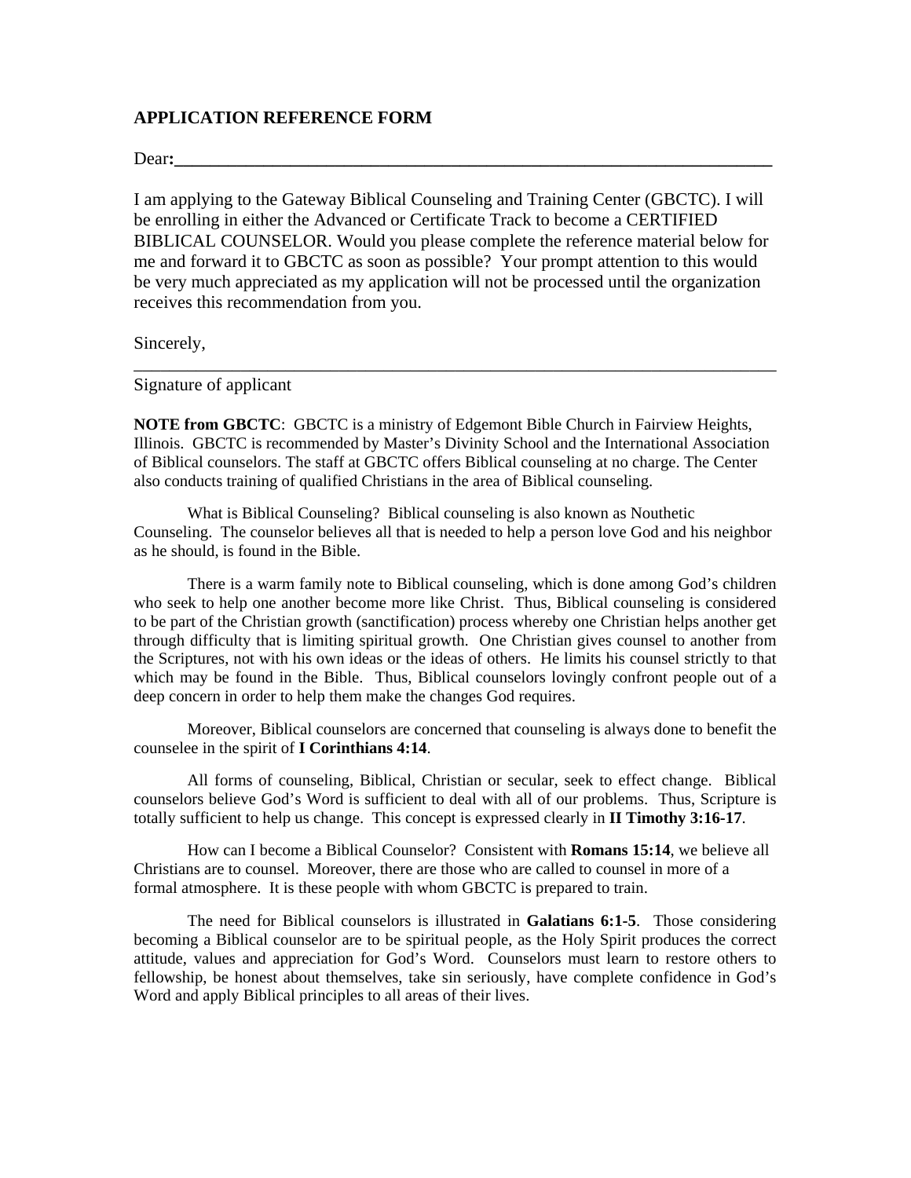## APPLICATION REFERENCE FORM

Dear:\_\_\_\_\_\_\_\_\_\_\_\_\_\_\_\_\_\_\_\_\_\_\_\_\_\_\_\_\_\_\_\_\_\_\_\_\_\_\_\_\_\_\_\_\_\_\_\_\_\_\_\_\_\_\_\_\_\_\_\_\_\_\_\_\_\_\_\_

I am applying to the Gateway Biblical Counseling and Training Center (GBCTC). I will be enrolling in either the Advanced or Certificate Track to become a CERTIFIED BIBLICAL COUNSELOR. Would you please complete the reference material below for me and forward it to GBCTC as soon as possible? Your prompt attention to this would be very much appreciated as my application will not be processed until the organization receives this recommendation from you.

Sincerely,

\_\_\_\_\_\_\_\_\_\_\_\_\_\_\_\_\_\_\_\_\_\_\_\_\_\_\_\_\_\_\_\_\_\_\_\_\_\_\_\_\_\_\_\_\_\_\_\_\_\_\_\_\_\_\_\_\_\_\_\_\_\_\_\_\_\_\_\_\_\_

Signature of applicant

**NOTE from GBCTC**: GBCTC is a ministry of Edgemont Bible Church in Fairview Heights, Illinois. GBCTC is recommended by Master's Divinity School and the International Association of Biblical counselors. The staff at GBCTC offers Biblical counseling at no charge. The Center also conducts training of qualified Christians in the area of Biblical counseling.

What is Biblical Counseling? Biblical counseling is also known as Nouthetic Counseling. The counselor believes all that is needed to help a person love God and his neighbor as he should, is found in the Bible.

There is a warm family note to Biblical counseling, which is done among God's children who seek to help one another become more like Christ. Thus, Biblical counseling is considered to be part of the Christian growth (sanctification) process whereby one Christian helps another get through difficulty that is limiting spiritual growth. One Christian gives counsel to another from the Scriptures, not with his own ideas or the ideas of others. He limits his counsel strictly to that which may be found in the Bible. Thus, Biblical counselors lovingly confront people out of a deep concern in order to help them make the changes God requires.

Moreover, Biblical counselors are concerned that counseling is always done to benefit the counselee in the spirit of **I Corinthians 4:14**.

All forms of counseling, Biblical, Christian or secular, seek to effect change. Biblical counselors believe God's Word is sufficient to deal with all of our problems. Thus, Scripture is totally sufficient to help us change. This concept is expressed clearly in **II Timothy 3:16-17**.

How can I become a Biblical Counselor? Consistent with **Romans 15:14**, we believe all Christians are to counsel. Moreover, there are those who are called to counsel in more of a formal atmosphere. It is these people with whom GBCTC is prepared to train.

The need for Biblical counselors is illustrated in **Galatians 6:1-5**. Those considering becoming a Biblical counselor are to be spiritual people, as the Holy Spirit produces the correct attitude, values and appreciation for God's Word. Counselors must learn to restore others to fellowship, be honest about themselves, take sin seriously, have complete confidence in God's Word and apply Biblical principles to all areas of their lives.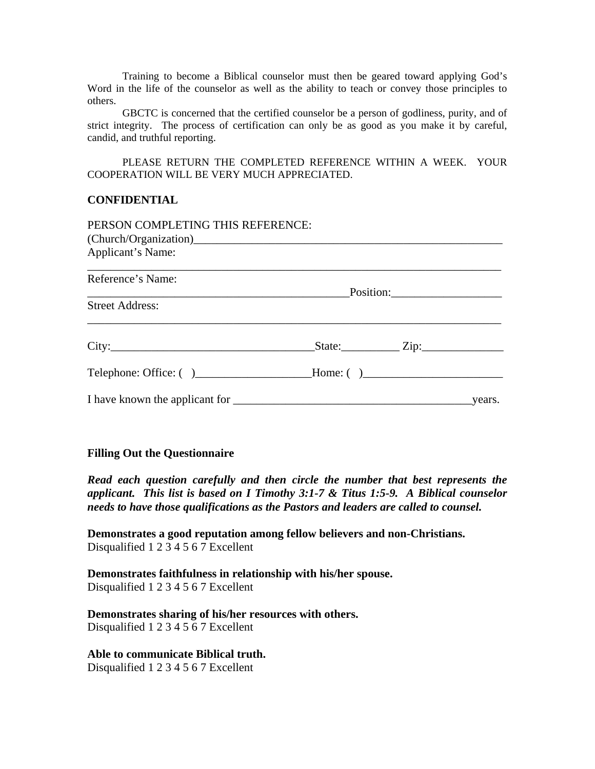Training to become a Biblical counselor must then be geared toward applying God's Word in the life of the counselor as well as the ability to teach or convey those principles to others.

GBCTC is concerned that the certified counselor be a person of godliness, purity, and of strict integrity. The process of certification can only be as good as you make it by careful, candid, and truthful reporting.

PLEASE RETURN THE COMPLETED REFERENCE WITHIN A WEEK. YOUR COOPERATION WILL BE VERY MUCH APPRECIATED.

**CONFIDENTIAL**

PERSON COMPLETING THIS REFERENCE:
(Church/Organization)________________________________________________________
Applicant's Name:
___________________________________________________________________________
Reference's Name:
_______________________________________________Position:___________________
Street Address:
___________________________________________________________________________

City:__________________________________State:__________ Zip:______________

Telephone: Office: ( )____________________Home: ( )________________________

I have known the applicant for ________________________________________years.

**Filling Out the Questionnaire**

***Read each question carefully and then circle the number that best represents the applicant. This list is based on I Timothy 3:1-7 & Titus 1:5-9. A Biblical counselor needs to have those qualifications as the Pastors and leaders are called to counsel.***

**Demonstrates a good reputation among fellow believers and non-Christians.**
Disqualified 1 2 3 4 5 6 7 Excellent

**Demonstrates faithfulness in relationship with his/her spouse.**
Disqualified 1 2 3 4 5 6 7 Excellent

**Demonstrates sharing of his/her resources with others.**
Disqualified 1 2 3 4 5 6 7 Excellent

**Able to communicate Biblical truth.**
Disqualified 1 2 3 4 5 6 7 Excellent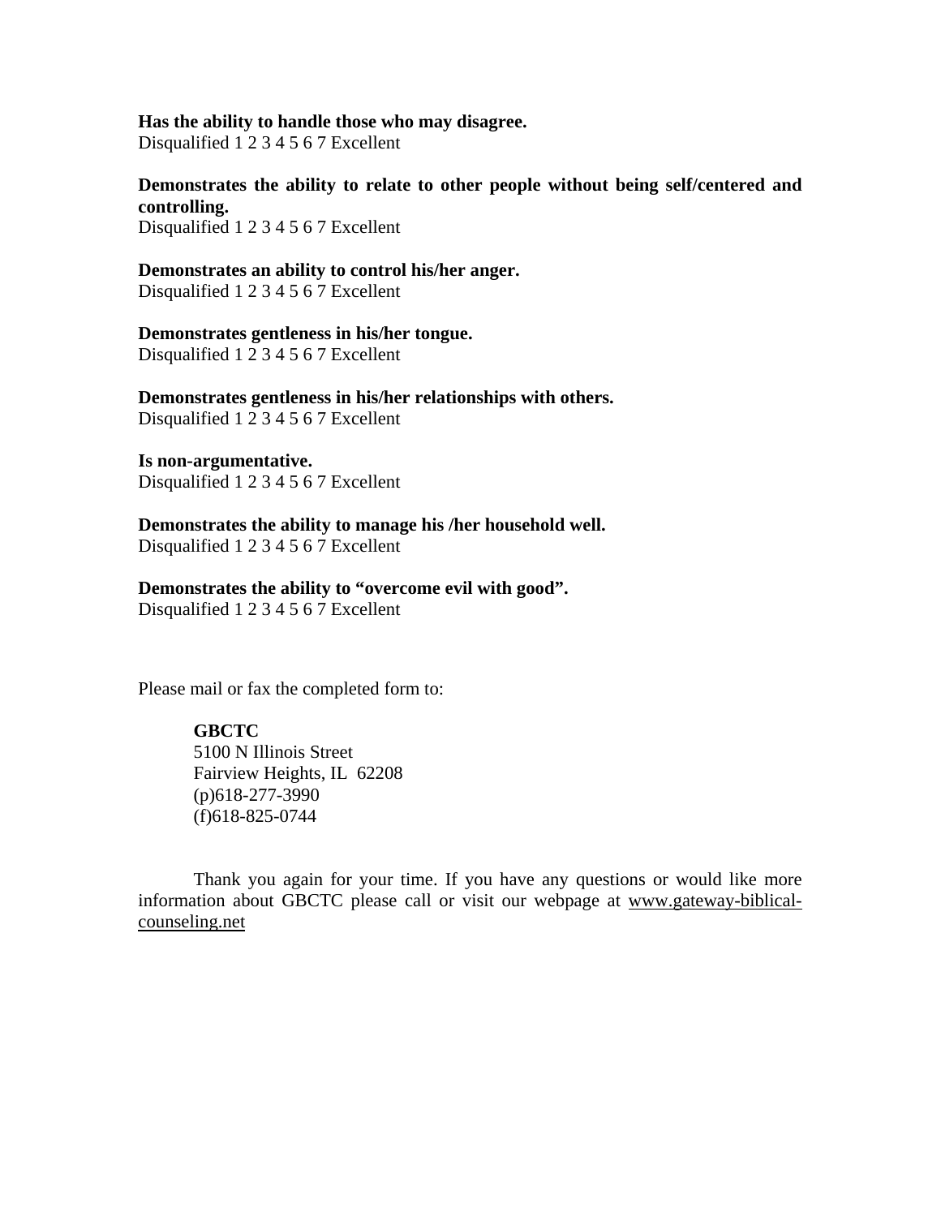**Has the ability to handle those who may disagree.**
Disqualified 1 2 3 4 5 6 7 Excellent

**Demonstrates the ability to relate to other people without being self/centered and controlling.**
Disqualified 1 2 3 4 5 6 7 Excellent

**Demonstrates an ability to control his/her anger.**
Disqualified 1 2 3 4 5 6 7 Excellent

**Demonstrates gentleness in his/her tongue.**
Disqualified 1 2 3 4 5 6 7 Excellent

**Demonstrates gentleness in his/her relationships with others.**
Disqualified 1 2 3 4 5 6 7 Excellent

**Is non-argumentative.**
Disqualified 1 2 3 4 5 6 7 Excellent

**Demonstrates the ability to manage his /her household well.**
Disqualified 1 2 3 4 5 6 7 Excellent

**Demonstrates the ability to "overcome evil with good".**
Disqualified 1 2 3 4 5 6 7 Excellent

Please mail or fax the completed form to:

**GBCTC**
5100 N Illinois Street
Fairview Heights, IL 62208
(p)618-277-3990
(f)618-825-0744

Thank you again for your time. If you have any questions or would like more information about GBCTC please call or visit our webpage at www.gateway-biblical-counseling.net